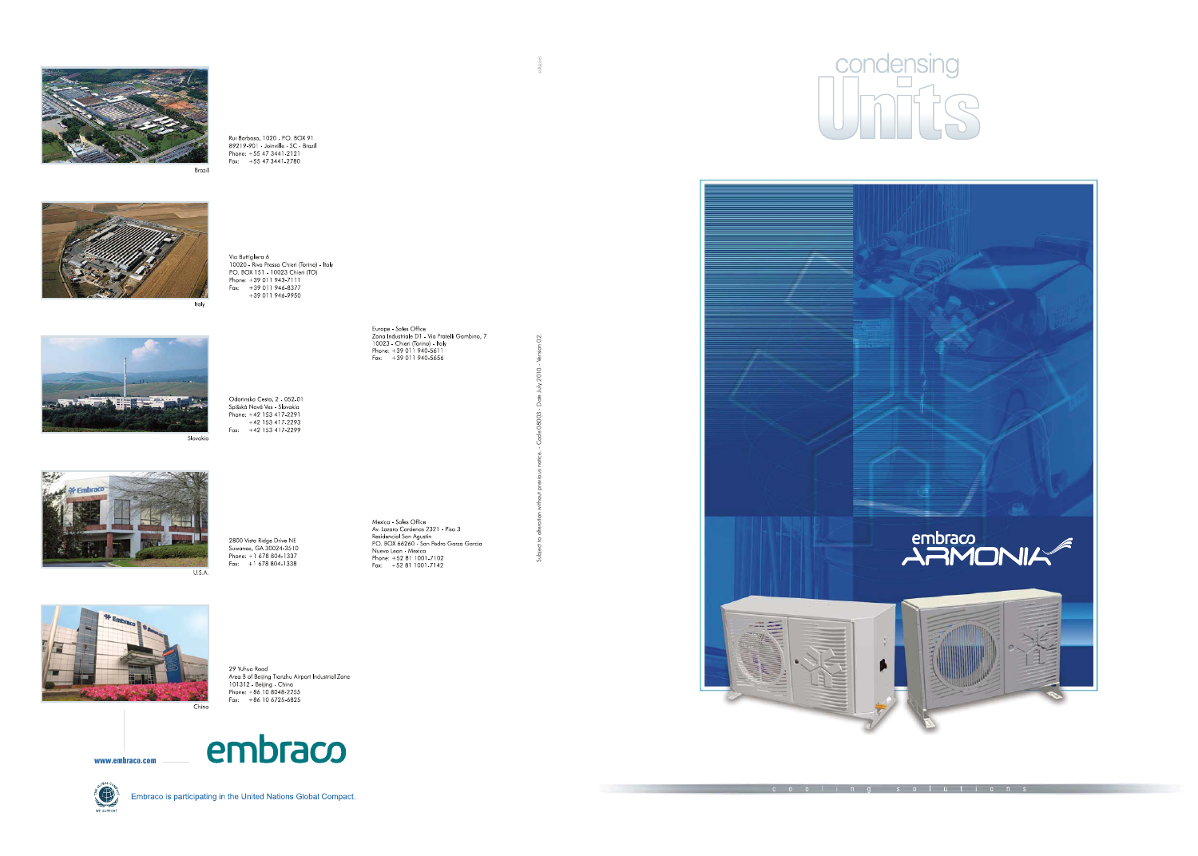Brazil

Rui Barbosa, 1020 - P.O. BOX 91
89219-901 - Joinville - SC - Brazil
Phone: +55 47 3441-2121
Fax: +55 47 3441-2780

Italy

Via Buttigliera 6
10020 - Riva Presso Chieri (Torino) - Italy
P.O. BOX 151 - 10023 Chieri (TO)
Phone: +39 011 943-7111
Fax: +39 011 946-8377
+39 011 946-9950

Europe - Sales Office
Zona Industriale D1 - Via Fratelli Gambino, 7
10023 - Chieri (Torino) - Italy
Phone: +39 011 940-5611
Fax: +39 011 940-5656

Slovakia

Odorinska Cesta, 2 - 052-01
Spišská Nová Ves - Slovakia
Phone: +42 153 417-2291
+42 153 417-2293
Fax: +42 153 417-2299

U.S.A.

2800 Vista Ridge Drive NE
Suwanee, GA 30024-3510
Phone: +1 678 804-1337
Fax: +1 678 804-1338

Mexico - Sales Office
Av. Lazaro Cardenas 2321 - Piso 3
Residencial San Agustin
P.O. BOX 66260 - San Pedro Garza Garcia
Nuevo Leon - Mexico
Phone: +52 81 1001-7102
Fax: +52 81 1001-7142

China

29 Yuhua Road
Area B of Beijing Tianzhu Airport Industrial Zone
101312 - Beijing - China
Phone: +86 10 8048-2255
Fax: +86 10 6725-6825

www.embraco.com

embraco

Embraco is participating in the United Nations Global Compact.

Subject to alteration without previous notice - Code 08003 - Date July 2010 - Version 02.

# condensing Units

embraco ARMONIA

cooling solutions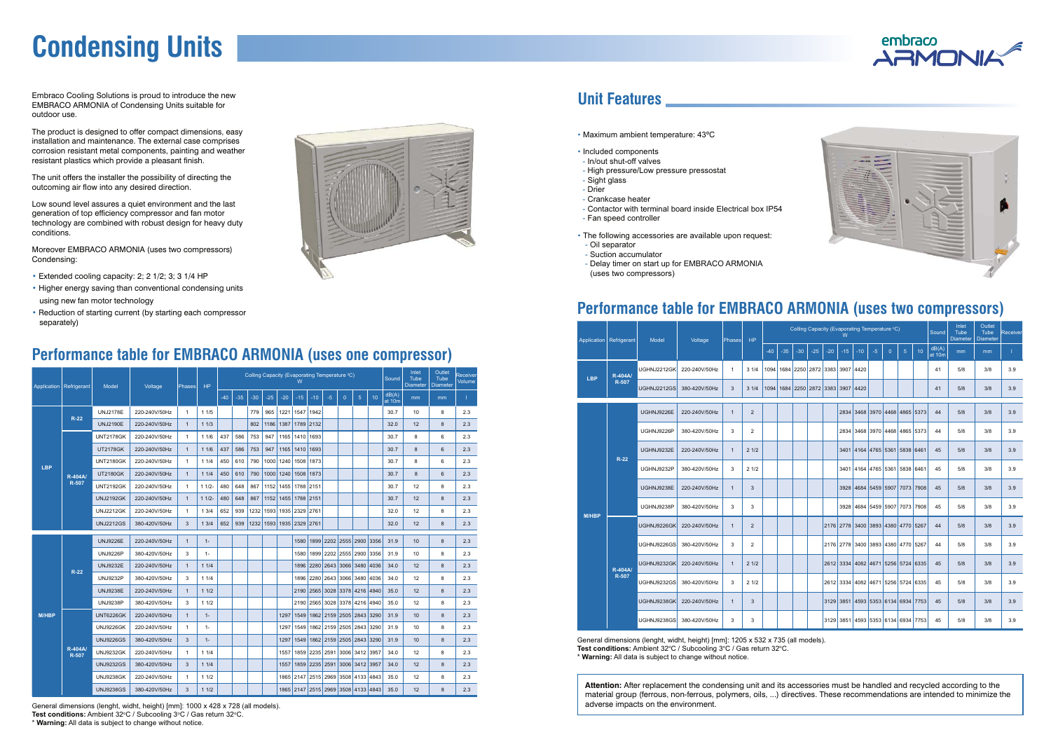# Condensing Units

Embraco Cooling Solutions is proud to introduce the new EMBRACO ARMONIA of Condensing Units suitable for outdoor use.

The product is designed to offer compact dimensions, easy installation and maintenance. The external case comprises corrosion resistant metal components, painting and weather resistant plastics which provide a pleasant finish.

The unit offers the installer the possibility of directing the outcoming air flow into any desired direction.

Low sound level assures a quiet environment and the last generation of top efficiency compressor and fan motor technology are combined with robust design for heavy duty conditions.

Moreover EMBRACO ARMONIA (uses two compressors) Condensing:

- Extended cooling capacity: 2; 2 1/2; 3; 3 1/4 HP
- Higher energy saving than conventional condensing units using new fan motor technology
- Reduction of starting current (by starting each compressor separately)

## Performance table for EMBRACO ARMONIA (uses one compressor)

| Application | Refrigerant | Model | Voltage | Phases | HP | Colling Capacity (Evaporating Temperature ºC) W | | | | | | | | | | | Sound | Inlet Tube Diameter | Outlet Tube Diameter | Receiver Volume |
|---|---|---|---|---|---|---|---|---|---|---|---|---|---|---|---|---|---|---|---|---|
| | | | | | | -40 | -35 | -30 | -25 | -20 | -15 | -10 | -5 | 0 | 5 | 10 | dB(A) at 10m | mm | mm | l |
| LBP | R-22 | UNJ2178E | 220-240V/50Hz | 1 | 1 1/5 | | | 779 | 965 | 1221 | 1547 | 1942 | | | | | 30.7 | 10 | 8 | 2.3 |
| | | UNJ2190E | 220-240V/50Hz | 1 | 1 1/3 | | | 802 | 1186 | 1387 | 1789 | 2132 | | | | | 32.0 | 12 | 8 | 2.3 |
| | R-404A/ R-507 | UNT2178GK | 220-240V/50Hz | 1 | 1 1/6 | 437 | 586 | 753 | 947 | 1165 | 1410 | 1693 | | | | | 30.7 | 8 | 6 | 2.3 |
| | | UT2178GK | 220-240V/50Hz | 1 | 1 1/6 | 437 | 586 | 753 | 947 | 1165 | 1410 | 1693 | | | | | 30.7 | 8 | 6 | 2.3 |
| | | UNT2180GK | 220-240V/50Hz | 1 | 1 1/4 | 450 | 610 | 790 | 1000 | 1240 | 1508 | 1873 | | | | | 30.7 | 8 | 6 | 2.3 |
| | | UT2180GK | 220-240V/50Hz | 1 | 1 1/4 | 450 | 610 | 790 | 1000 | 1240 | 1508 | 1873 | | | | | 30.7 | 8 | 6 | 2.3 |
| | | UNT2192GK | 220-240V/50Hz | 1 | 1 1/2- | 480 | 648 | 867 | 1152 | 1455 | 1788 | 2151 | | | | | 30.7 | 12 | 8 | 2.3 |
| | | UNJ2192GK | 220-240V/50Hz | 1 | 1 1/2- | 480 | 648 | 867 | 1152 | 1455 | 1788 | 2151 | | | | | 30.7 | 12 | 8 | 2.3 |
| | | UNJ2212GK | 220-240V/50Hz | 1 | 1 3/4 | 652 | 939 | 1232 | 1593 | 1935 | 2329 | 2761 | | | | | 32.0 | 12 | 8 | 2.3 |
| | | UNJ2212GS | 380-420V/50Hz | 3 | 1 3/4 | 652 | 939 | 1232 | 1593 | 1935 | 2329 | 2761 | | | | | 32.0 | 12 | 8 | 2.3 |
| M/HBP | R-22 | UNJ9226E | 220-240V/50Hz | 1 | 1- | | | | | | 1580 | 1899 | 2202 | 2555 | 2900 | 3356 | 31.9 | 10 | 8 | 2.3 |
| | | UNJ9226P | 380-420V/50Hz | 3 | 1- | | | | | | 1580 | 1899 | 2202 | 2555 | 2900 | 3356 | 31.9 | 10 | 8 | 2.3 |
| | | UNJ9232E | 220-240V/50Hz | 1 | 1 1/4 | | | | | | 1896 | 2280 | 2643 | 3066 | 3480 | 4036 | 34.0 | 12 | 8 | 2.3 |
| | | UNJ9232P | 380-420V/50Hz | 3 | 1 1/4 | | | | | | 1896 | 2280 | 2643 | 3066 | 3480 | 4036 | 34.0 | 12 | 8 | 2.3 |
| | | UNJ9238E | 220-240V/50Hz | 1 | 1 1/2 | | | | | | 2190 | 2565 | 3028 | 3378 | 4216 | 4940 | 35.0 | 12 | 8 | 2.3 |
| | | UNJ9238P | 380-420V/50Hz | 3 | 1 1/2 | | | | | | 2190 | 2565 | 3028 | 3378 | 4216 | 4940 | 35.0 | 12 | 8 | 2.3 |
| | R-404A/ R-507 | UNT6226GK | 220-240V/50Hz | 1 | 1- | | | | | 1297 | 1549 | 1862 | 2159 | 2505 | 2843 | 3290 | 31.9 | 10 | 8 | 2.3 |
| | | UNJ9226GK | 220-240V/50Hz | 1 | 1- | | | | | 1297 | 1549 | 1862 | 2159 | 2505 | 2843 | 3290 | 31.9 | 10 | 8 | 2.3 |
| | | UNJ9226GS | 380-420V/50Hz | 3 | 1- | | | | | 1297 | 1549 | 1862 | 2159 | 2505 | 2843 | 3290 | 31.9 | 10 | 8 | 2.3 |
| | | UNJ9232GK | 220-240V/50Hz | 1 | 1 1/4 | | | | | 1557 | 1859 | 2235 | 2591 | 3006 | 3412 | 3957 | 34.0 | 12 | 8 | 2.3 |
| | | UNJ9232GS | 380-420V/50Hz | 3 | 1 1/4 | | | | | 1557 | 1859 | 2235 | 2591 | 3006 | 3412 | 3957 | 34.0 | 12 | 8 | 2.3 |
| | | UNJ9238GK | 220-240V/50Hz | 1 | 1 1/2 | | | | | 1865 | 2147 | 2515 | 2969 | 3508 | 4133 | 4843 | 35.0 | 12 | 8 | 2.3 |
| | | UNJ9238GS | 380-420V/50Hz | 3 | 1 1/2 | | | | | 1865 | 2147 | 2515 | 2969 | 3508 | 4133 | 4843 | 35.0 | 12 | 8 | 2.3 |

General dimensions (lenght, widht, height) [mm]: 1000 x 428 x 728 (all models).
**Test conditions:** Ambient 32ºC / Subcooling 3ºC / Gas return 32ºC.
\* **Warning:** All data is subject to change without notice.

## Unit Features

- Maximum ambient temperature: 43ºC
- Included components
  - In/out shut-off valves
  - High pressure/Low pressure pressostat
  - Sight glass
  - Drier
  - Crankcase heater
  - Contactor with terminal board inside Electrical box IP54
  - Fan speed controller
- The following accessories are available upon request:
  - Oil separator
  - Suction accumulator
  - Delay timer on start up for EMBRACO ARMONIA (uses two compressors)

## Performance table for EMBRACO ARMONIA (uses two compressors)

| Application | Refrigerant | Model | Voltage | Phases | HP | Colling Capacity (Evaporating Temperature ºC) W | | | | | | | | | | | Sound | Inlet Tube Diameter | Outlet Tube Diameter | Receiver |
|---|---|---|---|---|---|---|---|---|---|---|---|---|---|---|---|---|---|---|---|---|
| | | | | | | -40 | -35 | -30 | -25 | -20 | -15 | -10 | -5 | 0 | 5 | 10 | dB(A) at 10m | mm | mm | l |
| LBP | R-404A/ R-507 | UGHNJ2212GK | 220-240V/50Hz | 1 | 3 1/4 | 1094 | 1684 | 2250 | 2872 | 3383 | 3907 | 4420 | | | | | 41 | 5/8 | 3/8 | 3.9 |
| | | UGHNJ2212GS | 380-420V/50Hz | 3 | 3 1/4 | 1094 | 1684 | 2250 | 2872 | 3383 | 3907 | 4420 | | | | | 41 | 5/8 | 3/8 | 3.9 |
| M/HBP | R-22 | UGHNJ9226E | 220-240V/50Hz | 1 | 2 | | | | | | 2834 | 3468 | 3970 | 4468 | 4865 | 5373 | 44 | 5/8 | 3/8 | 3.9 |
| | | UGHNJ9226P | 380-420V/50Hz | 3 | 2 | | | | | | 2834 | 3468 | 3970 | 4468 | 4865 | 5373 | 44 | 5/8 | 3/8 | 3.9 |
| | | UGHNJ9232E | 220-240V/50Hz | 1 | 2 1/2 | | | | | | 3401 | 4164 | 4765 | 5361 | 5838 | 6461 | 45 | 5/8 | 3/8 | 3.9 |
| | | UGHNJ9232P | 380-420V/50Hz | 3 | 2 1/2 | | | | | | 3401 | 4164 | 4765 | 5361 | 5838 | 6461 | 45 | 5/8 | 3/8 | 3.9 |
| | | UGHNJ9238E | 220-240V/50Hz | 1 | 3 | | | | | | 3928 | 4684 | 5459 | 5907 | 7073 | 7908 | 45 | 5/8 | 3/8 | 3.9 |
| | | UGHNJ9238P | 380-420V/50Hz | 3 | 3 | | | | | | 3928 | 4684 | 5459 | 5907 | 7073 | 7908 | 45 | 5/8 | 3/8 | 3.9 |
| | R-404A/ R-507 | UGHNJ9226GK | 220-240V/50Hz | 1 | 2 | | | | | 2176 | 2778 | 3400 | 3893 | 4380 | 4770 | 5267 | 44 | 5/8 | 3/8 | 3.9 |
| | | UGHNJ9226GS | 380-420V/50Hz | 3 | 2 | | | | | 2176 | 2778 | 3400 | 3893 | 4380 | 4770 | 5267 | 44 | 5/8 | 3/8 | 3.9 |
| | | UGHNJ9232GK | 220-240V/50Hz | 1 | 2 1/2 | | | | | 2612 | 3334 | 4082 | 4671 | 5256 | 5724 | 6335 | 45 | 5/8 | 3/8 | 3.9 |
| | | UGHNJ9232GS | 380-420V/50Hz | 3 | 2 1/2 | | | | | 2612 | 3334 | 4082 | 4671 | 5256 | 5724 | 6335 | 45 | 5/8 | 3/8 | 3.9 |
| | | UGHNJ9238GK | 220-240V/50Hz | 1 | 3 | | | | | 3129 | 3851 | 4593 | 5353 | 6134 | 6934 | 7753 | 45 | 5/8 | 3/8 | 3.9 |
| | | UGHNJ9238GS | 380-420V/50Hz | 3 | 3 | | | | | 3129 | 3851 | 4593 | 5353 | 6134 | 6934 | 7753 | 45 | 5/8 | 3/8 | 3.9 |

General dimensions (lenght, widht, height) [mm]: 1205 x 532 x 735 (all models).
**Test conditions:** Ambient 32ºC / Subcooling 3ºC / Gas return 32ºC.
\* **Warning:** All data is subject to change without notice.

**Attention:** After replacement the condensing unit and its accessories must be handled and recycled according to the material group (ferrous, non-ferrous, polymers, oils, ...) directives. These recommendations are intended to minimize the adverse impacts on the environment.